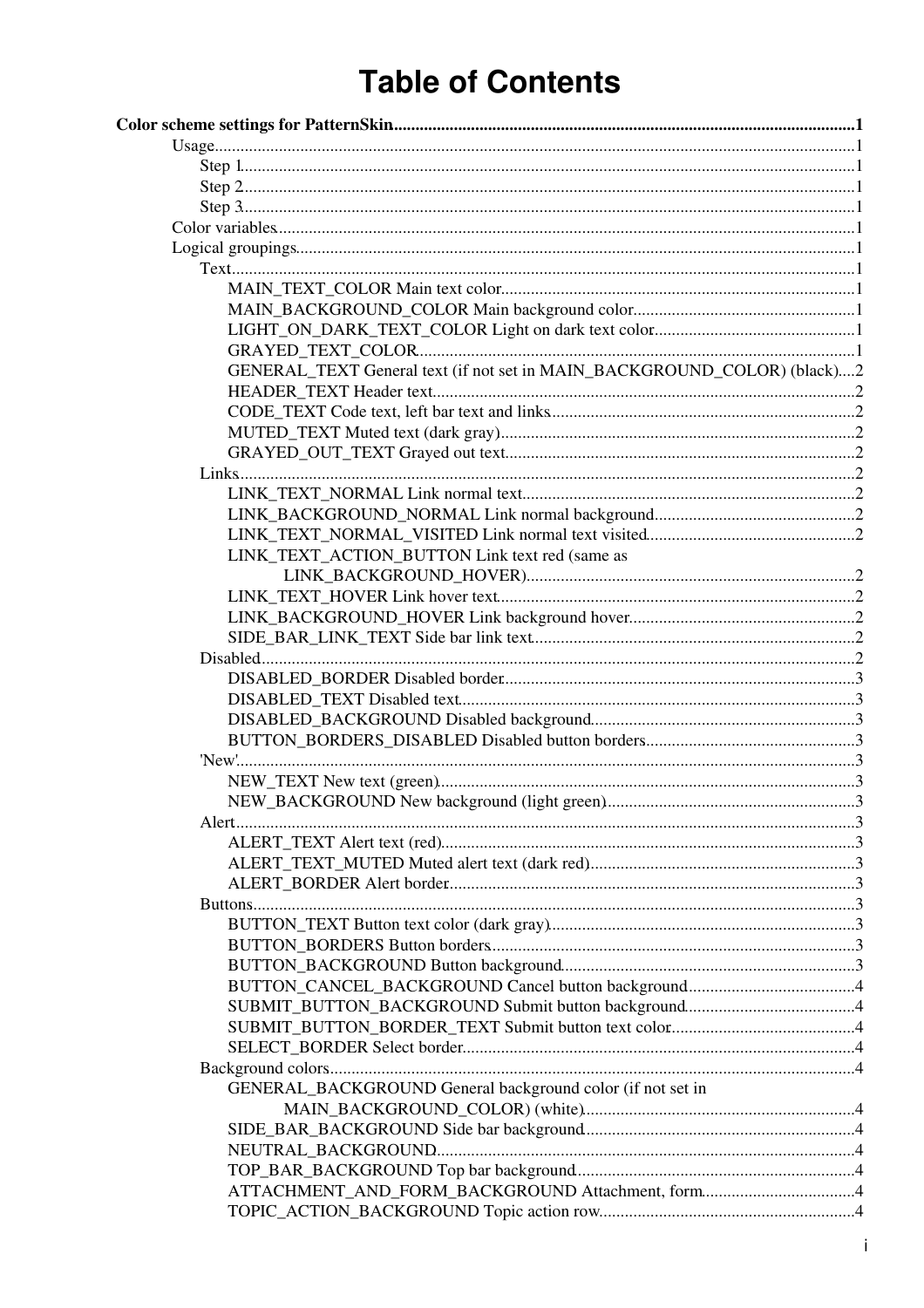# Table of Contents

**Color scheme settings for PatternSkin**........................................1

- Usage........................................1
  - Step 1........................................1
  - Step 2........................................1
  - Step 3........................................1
- Color variables........................................1
- Logical groupings........................................1
  - Text........................................1
    - MAIN_TEXT_COLOR Main text color........................................1
    - MAIN_BACKGROUND_COLOR Main background color........................................1
    - LIGHT_ON_DARK_TEXT_COLOR Light on dark text color........................................1
    - GRAYED_TEXT_COLOR........................................1
    - GENERAL_TEXT General text (if not set in MAIN_BACKGROUND_COLOR) (black)....2
    - HEADER_TEXT Header text........................................2
    - CODE_TEXT Code text, left bar text and links........................................2
    - MUTED_TEXT Muted text (dark gray)........................................2
    - GRAYED_OUT_TEXT Grayed out text........................................2
  - Links........................................2
    - LINK_TEXT_NORMAL Link normal text........................................2
    - LINK_BACKGROUND_NORMAL Link normal background........................................2
    - LINK_TEXT_NORMAL_VISITED Link normal text visited........................................2
    - LINK_TEXT_ACTION_BUTTON Link text red (same as LINK_BACKGROUND_HOVER)........................................2
    - LINK_TEXT_HOVER Link hover text........................................2
    - LINK_BACKGROUND_HOVER Link background hover........................................2
    - SIDE_BAR_LINK_TEXT Side bar link text........................................2
  - Disabled........................................2
    - DISABLED_BORDER Disabled border........................................3
    - DISABLED_TEXT Disabled text........................................3
    - DISABLED_BACKGROUND Disabled background........................................3
    - BUTTON_BORDERS_DISABLED Disabled button borders........................................3
  - 'New'........................................3
    - NEW_TEXT New text (green)........................................3
    - NEW_BACKGROUND New background (light green)........................................3
  - Alert........................................3
    - ALERT_TEXT Alert text (red)........................................3
    - ALERT_TEXT_MUTED Muted alert text (dark red)........................................3
    - ALERT_BORDER Alert border........................................3
  - Buttons........................................3
    - BUTTON_TEXT Button text color (dark gray)........................................3
    - BUTTON_BORDERS Button borders........................................3
    - BUTTON_BACKGROUND Button background........................................3
    - BUTTON_CANCEL_BACKGROUND Cancel button background........................................4
    - SUBMIT_BUTTON_BACKGROUND Submit button background........................................4
    - SUBMIT_BUTTON_BORDER_TEXT Submit button text color........................................4
    - SELECT_BORDER Select border........................................4
  - Background colors........................................4
    - GENERAL_BACKGROUND General background color (if not set in MAIN_BACKGROUND_COLOR) (white)........................................4
    - SIDE_BAR_BACKGROUND Side bar background........................................4
    - NEUTRAL_BACKGROUND........................................4
    - TOP_BAR_BACKGROUND Top bar background........................................4
    - ATTACHMENT_AND_FORM_BACKGROUND Attachment, form........................................4
    - TOPIC_ACTION_BACKGROUND Topic action row........................................4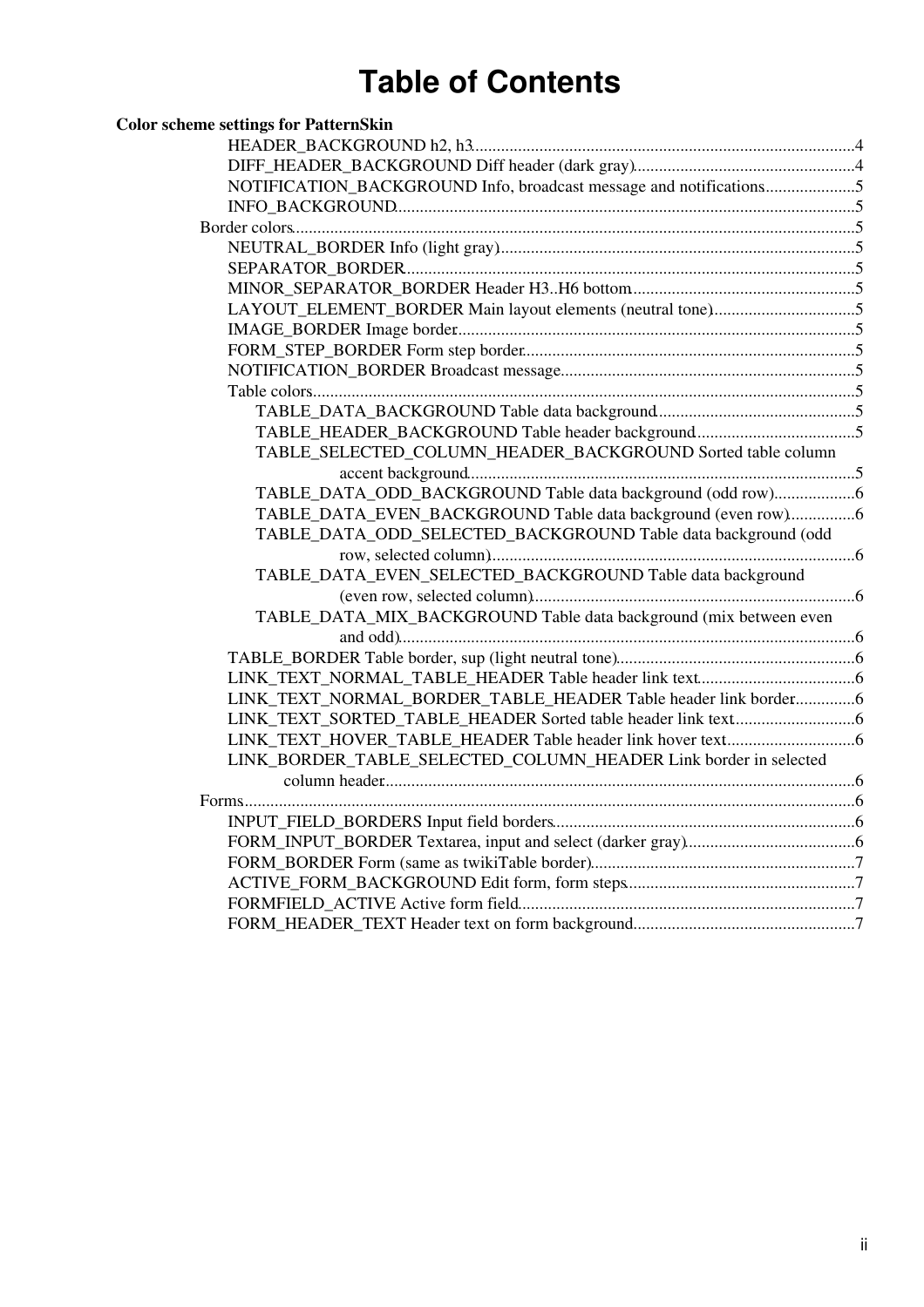# Table of Contents

**Color scheme settings for PatternSkin**

- HEADER_BACKGROUND h2, h3 ..... 4
- DIFF_HEADER_BACKGROUND Diff header (dark gray) ..... 4
- NOTIFICATION_BACKGROUND Info, broadcast message and notifications ..... 5
- INFO_BACKGROUND ..... 5
- Border colors ..... 5
  - NEUTRAL_BORDER Info (light gray) ..... 5
  - SEPARATOR_BORDER ..... 5
  - MINOR_SEPARATOR_BORDER Header H3..H6 bottom ..... 5
  - LAYOUT_ELEMENT_BORDER Main layout elements (neutral tone) ..... 5
  - IMAGE_BORDER Image border ..... 5
  - FORM_STEP_BORDER Form step border ..... 5
  - NOTIFICATION_BORDER Broadcast message ..... 5
  - Table colors ..... 5
    - TABLE_DATA_BACKGROUND Table data background ..... 5
    - TABLE_HEADER_BACKGROUND Table header background ..... 5
    - TABLE_SELECTED_COLUMN_HEADER_BACKGROUND Sorted table column accent background ..... 5
    - TABLE_DATA_ODD_BACKGROUND Table data background (odd row) ..... 6
    - TABLE_DATA_EVEN_BACKGROUND Table data background (even row) ..... 6
    - TABLE_DATA_ODD_SELECTED_BACKGROUND Table data background (odd row, selected column) ..... 6
    - TABLE_DATA_EVEN_SELECTED_BACKGROUND Table data background (even row, selected column) ..... 6
    - TABLE_DATA_MIX_BACKGROUND Table data background (mix between even and odd) ..... 6
  - TABLE_BORDER Table border, sup (light neutral tone) ..... 6
  - LINK_TEXT_NORMAL_TABLE_HEADER Table header link text ..... 6
  - LINK_TEXT_NORMAL_BORDER_TABLE_HEADER Table header link border ..... 6
  - LINK_TEXT_SORTED_TABLE_HEADER Sorted table header link text ..... 6
  - LINK_TEXT_HOVER_TABLE_HEADER Table header link hover text ..... 6
  - LINK_BORDER_TABLE_SELECTED_COLUMN_HEADER Link border in selected column header ..... 6
- Forms ..... 6
  - INPUT_FIELD_BORDERS Input field borders ..... 6
  - FORM_INPUT_BORDER Textarea, input and select (darker gray) ..... 6
  - FORM_BORDER Form (same as twikiTable border) ..... 7
  - ACTIVE_FORM_BACKGROUND Edit form, form steps ..... 7
  - FORMFIELD_ACTIVE Active form field ..... 7
  - FORM_HEADER_TEXT Header text on form background ..... 7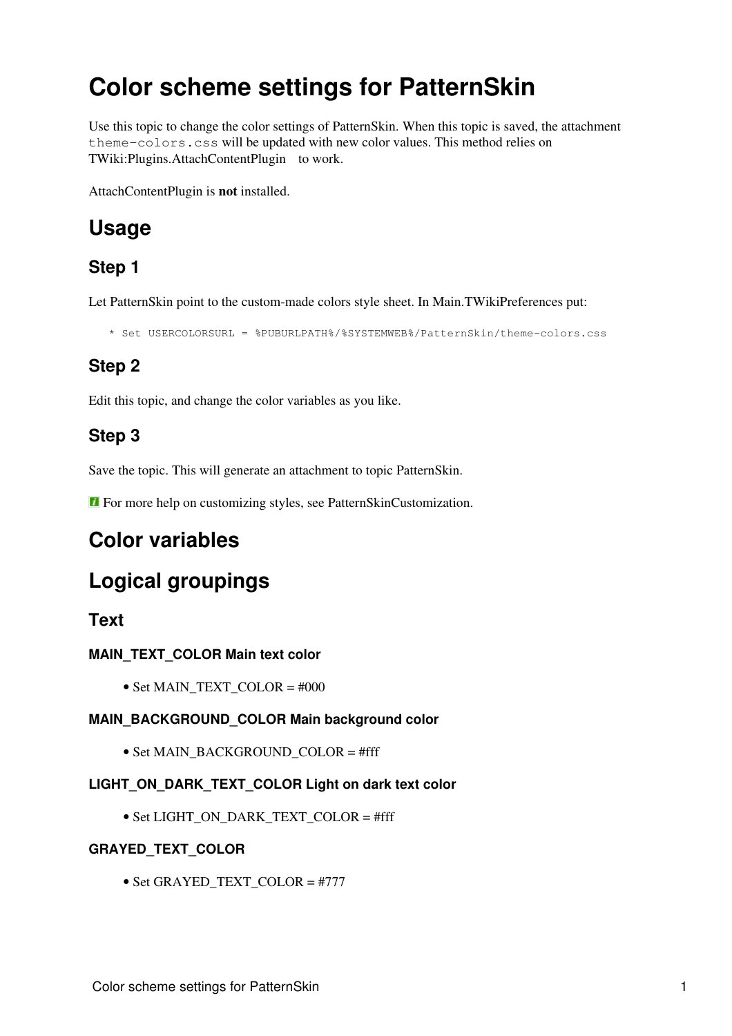# Color scheme settings for PatternSkin

Use this topic to change the color settings of PatternSkin. When this topic is saved, the attachment `theme-colors.css` will be updated with new color values. This method relies on TWiki:Plugins.AttachContentPlugin to work.

AttachContentPlugin is **not** installed.

## Usage

### Step 1

Let PatternSkin point to the custom-made colors style sheet. In Main.TWikiPreferences put:

```
   * Set USERCOLORSURL = %PUBURLPATH%/%SYSTEMWEB%/PatternSkin/theme-colors.css
```

### Step 2

Edit this topic, and change the color variables as you like.

### Step 3

Save the topic. This will generate an attachment to topic PatternSkin.

For more help on customizing styles, see PatternSkinCustomization.

## Color variables

## Logical groupings

### Text

#### MAIN_TEXT_COLOR Main text color

- Set MAIN_TEXT_COLOR = #000

#### MAIN_BACKGROUND_COLOR Main background color

- Set MAIN_BACKGROUND_COLOR = #fff

#### LIGHT_ON_DARK_TEXT_COLOR Light on dark text color

- Set LIGHT_ON_DARK_TEXT_COLOR = #fff

#### GRAYED_TEXT_COLOR

- Set GRAYED_TEXT_COLOR = #777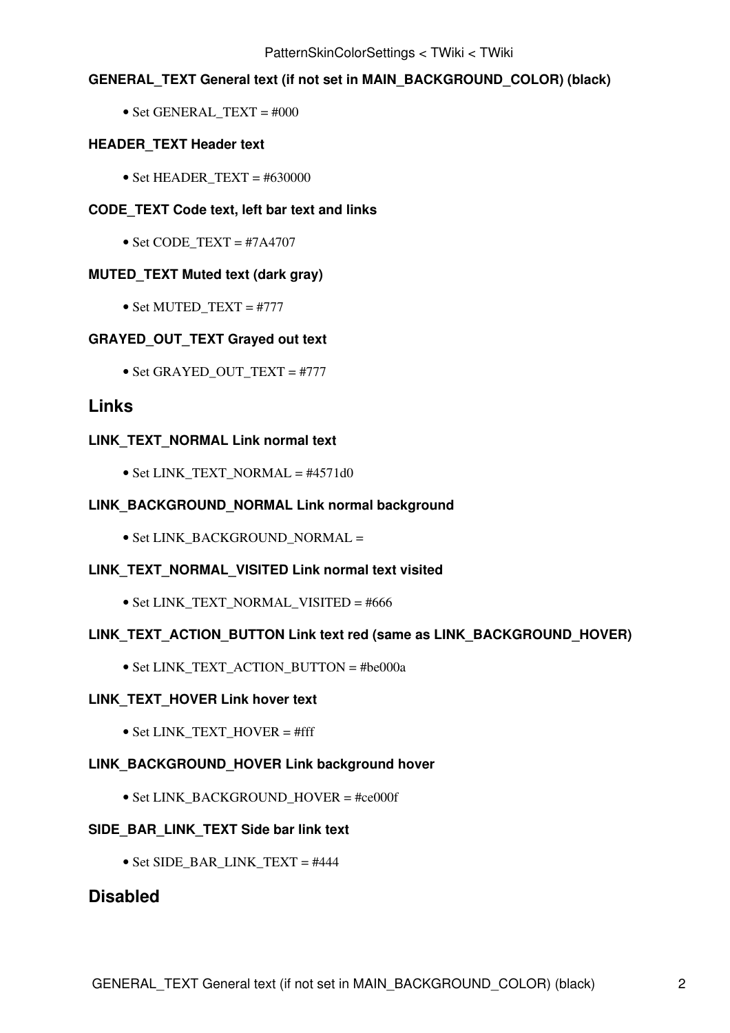#### GENERAL_TEXT General text (if not set in MAIN_BACKGROUND_COLOR) (black)

- Set GENERAL_TEXT = #000

#### HEADER_TEXT Header text

- Set HEADER_TEXT = #630000

#### CODE_TEXT Code text, left bar text and links

- Set CODE_TEXT = #7A4707

#### MUTED_TEXT Muted text (dark gray)

- Set MUTED_TEXT = #777

#### GRAYED_OUT_TEXT Grayed out text

- Set GRAYED_OUT_TEXT = #777

### Links

#### LINK_TEXT_NORMAL Link normal text

- Set LINK_TEXT_NORMAL = #4571d0

#### LINK_BACKGROUND_NORMAL Link normal background

- Set LINK_BACKGROUND_NORMAL =

#### LINK_TEXT_NORMAL_VISITED Link normal text visited

- Set LINK_TEXT_NORMAL_VISITED = #666

#### LINK_TEXT_ACTION_BUTTON Link text red (same as LINK_BACKGROUND_HOVER)

- Set LINK_TEXT_ACTION_BUTTON = #be000a

#### LINK_TEXT_HOVER Link hover text

- Set LINK_TEXT_HOVER = #fff

#### LINK_BACKGROUND_HOVER Link background hover

- Set LINK_BACKGROUND_HOVER = #ce000f

#### SIDE_BAR_LINK_TEXT Side bar link text

- Set SIDE_BAR_LINK_TEXT = #444

### Disabled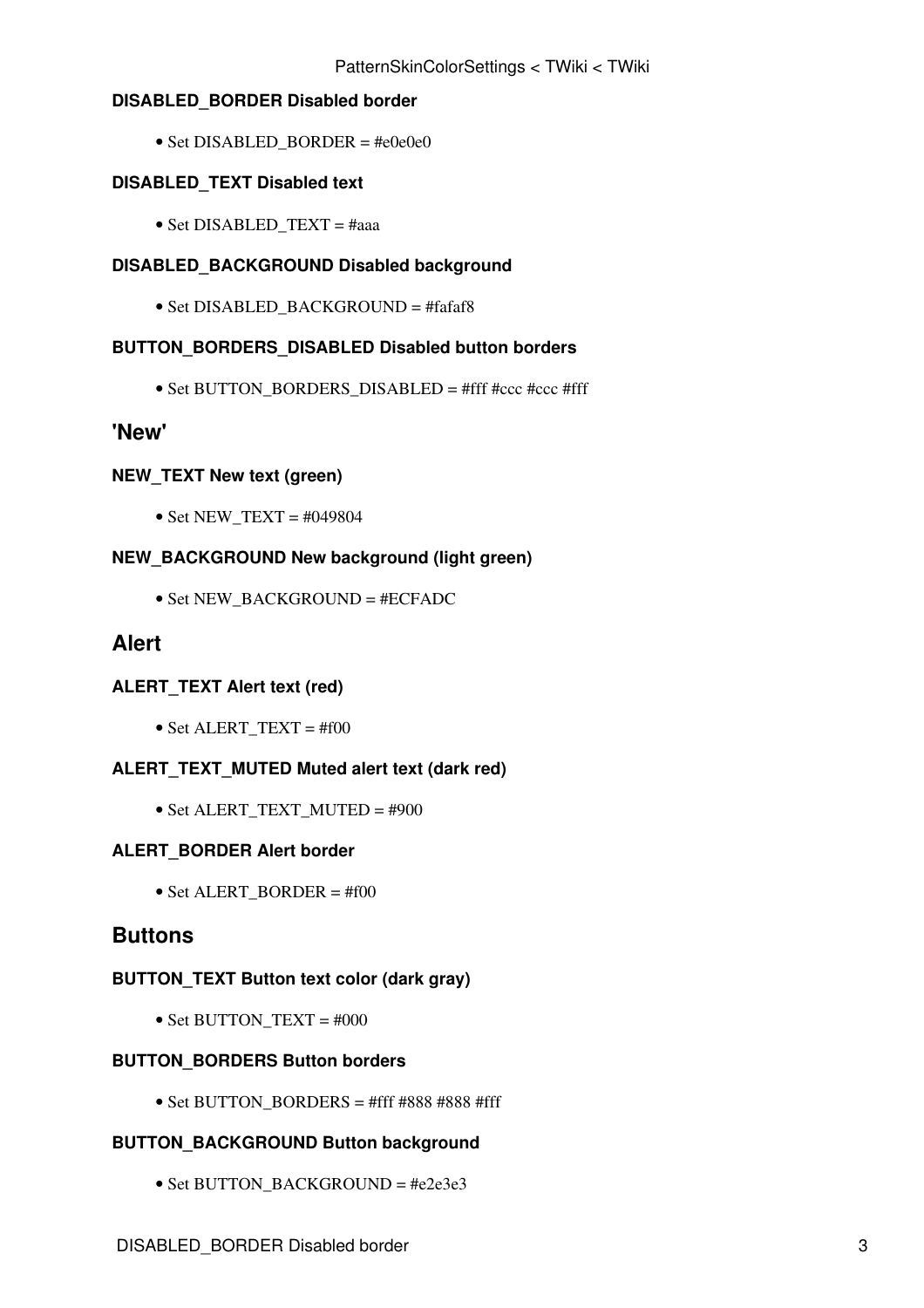#### DISABLED_BORDER Disabled border

- Set DISABLED_BORDER = #e0e0e0

#### DISABLED_TEXT Disabled text

- Set DISABLED_TEXT = #aaa

#### DISABLED_BACKGROUND Disabled background

- Set DISABLED_BACKGROUND = #fafaf8

#### BUTTON_BORDERS_DISABLED Disabled button borders

- Set BUTTON_BORDERS_DISABLED = #fff #ccc #ccc #fff

### 'New'

#### NEW_TEXT New text (green)

- Set NEW_TEXT = #049804

#### NEW_BACKGROUND New background (light green)

- Set NEW_BACKGROUND = #ECFADC

### Alert

#### ALERT_TEXT Alert text (red)

- Set ALERT_TEXT = #f00

#### ALERT_TEXT_MUTED Muted alert text (dark red)

- Set ALERT_TEXT_MUTED = #900

#### ALERT_BORDER Alert border

- Set ALERT_BORDER = #f00

### Buttons

#### BUTTON_TEXT Button text color (dark gray)

- Set BUTTON_TEXT = #000

#### BUTTON_BORDERS Button borders

- Set BUTTON_BORDERS = #fff #888 #888 #fff

#### BUTTON_BACKGROUND Button background

- Set BUTTON_BACKGROUND = #e2e3e3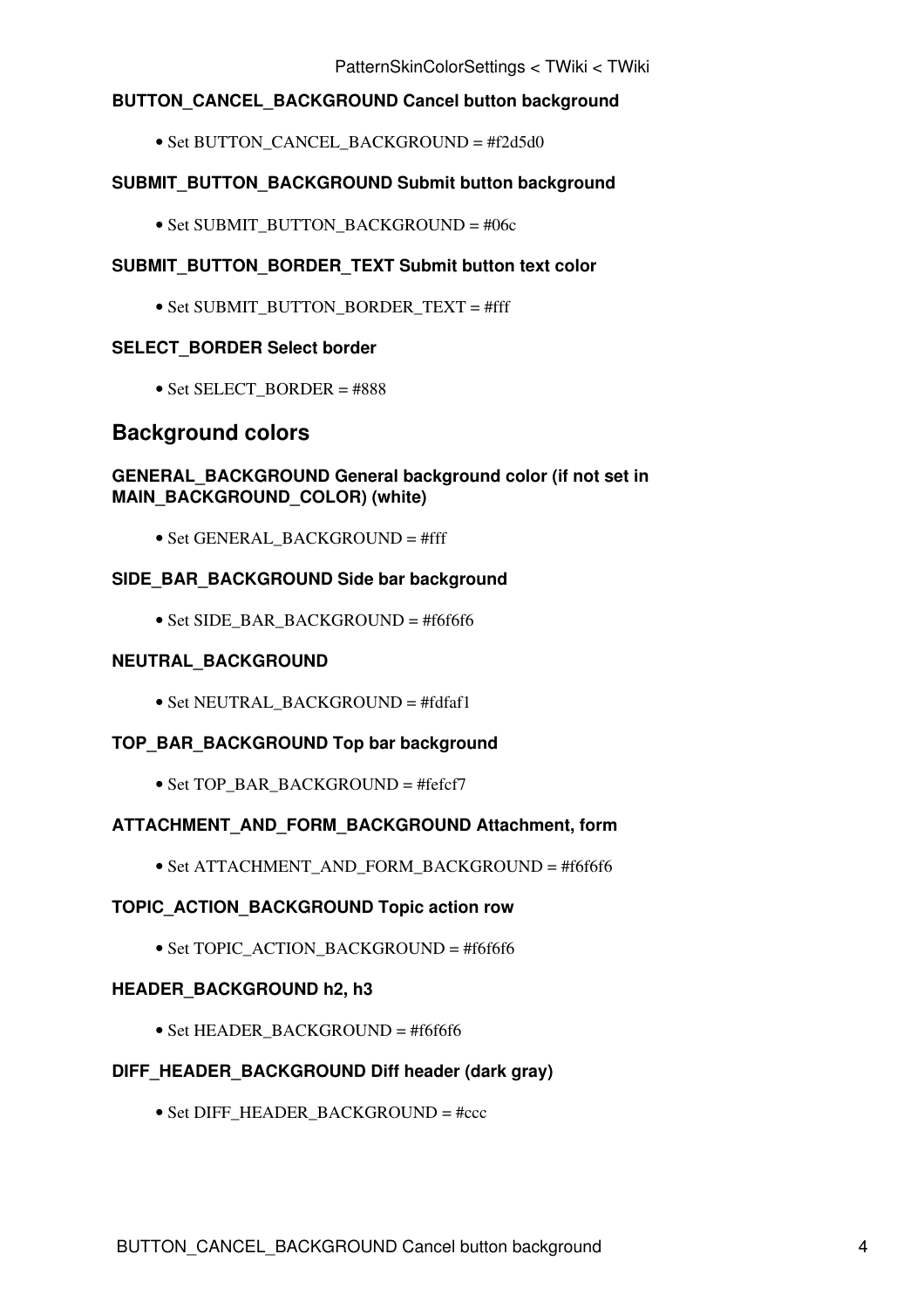#### BUTTON_CANCEL_BACKGROUND Cancel button background

- Set BUTTON_CANCEL_BACKGROUND = #f2d5d0

#### SUBMIT_BUTTON_BACKGROUND Submit button background

- Set SUBMIT_BUTTON_BACKGROUND = #06c

#### SUBMIT_BUTTON_BORDER_TEXT Submit button text color

- Set SUBMIT_BUTTON_BORDER_TEXT = #fff

#### SELECT_BORDER Select border

- Set SELECT_BORDER = #888

### Background colors

#### GENERAL_BACKGROUND General background color (if not set in MAIN_BACKGROUND_COLOR) (white)

- Set GENERAL_BACKGROUND = #fff

#### SIDE_BAR_BACKGROUND Side bar background

- Set SIDE_BAR_BACKGROUND = #f6f6f6

#### NEUTRAL_BACKGROUND

- Set NEUTRAL_BACKGROUND = #fdfaf1

#### TOP_BAR_BACKGROUND Top bar background

- Set TOP_BAR_BACKGROUND = #fefcf7

#### ATTACHMENT_AND_FORM_BACKGROUND Attachment, form

- Set ATTACHMENT_AND_FORM_BACKGROUND = #f6f6f6

#### TOPIC_ACTION_BACKGROUND Topic action row

- Set TOPIC_ACTION_BACKGROUND = #f6f6f6

#### HEADER_BACKGROUND h2, h3

- Set HEADER_BACKGROUND = #f6f6f6

#### DIFF_HEADER_BACKGROUND Diff header (dark gray)

- Set DIFF_HEADER_BACKGROUND = #ccc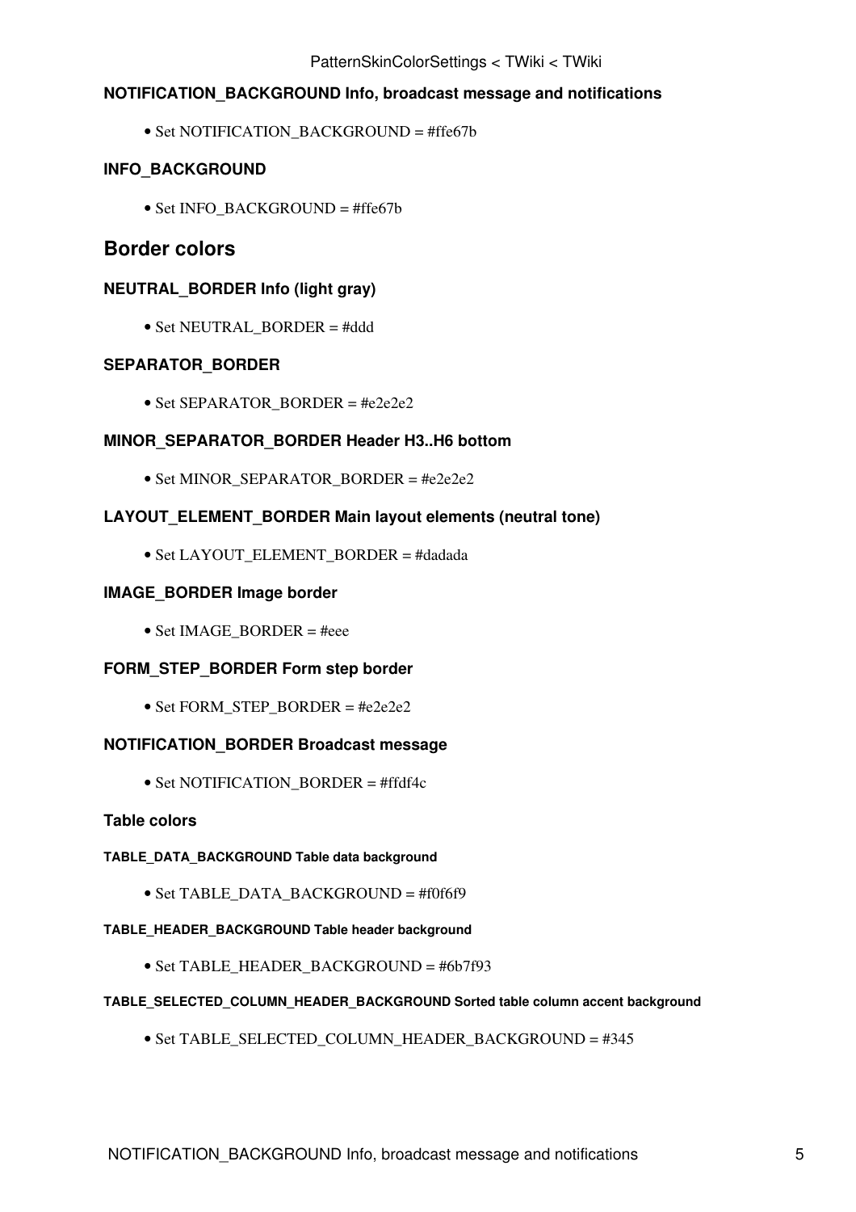#### NOTIFICATION_BACKGROUND Info, broadcast message and notifications

- Set NOTIFICATION_BACKGROUND = #ffe67b

#### INFO_BACKGROUND

- Set INFO_BACKGROUND = #ffe67b

### Border colors

#### NEUTRAL_BORDER Info (light gray)

- Set NEUTRAL_BORDER = #ddd

#### SEPARATOR_BORDER

- Set SEPARATOR_BORDER = #e2e2e2

#### MINOR_SEPARATOR_BORDER Header H3..H6 bottom

- Set MINOR_SEPARATOR_BORDER = #e2e2e2

#### LAYOUT_ELEMENT_BORDER Main layout elements (neutral tone)

- Set LAYOUT_ELEMENT_BORDER = #dadada

#### IMAGE_BORDER Image border

- Set IMAGE_BORDER = #eee

#### FORM_STEP_BORDER Form step border

- Set FORM_STEP_BORDER = #e2e2e2

#### NOTIFICATION_BORDER Broadcast message

- Set NOTIFICATION_BORDER = #ffdf4c

#### Table colors

##### TABLE_DATA_BACKGROUND Table data background

- Set TABLE_DATA_BACKGROUND = #f0f6f9

##### TABLE_HEADER_BACKGROUND Table header background

- Set TABLE_HEADER_BACKGROUND = #6b7f93

##### TABLE_SELECTED_COLUMN_HEADER_BACKGROUND Sorted table column accent background

- Set TABLE_SELECTED_COLUMN_HEADER_BACKGROUND = #345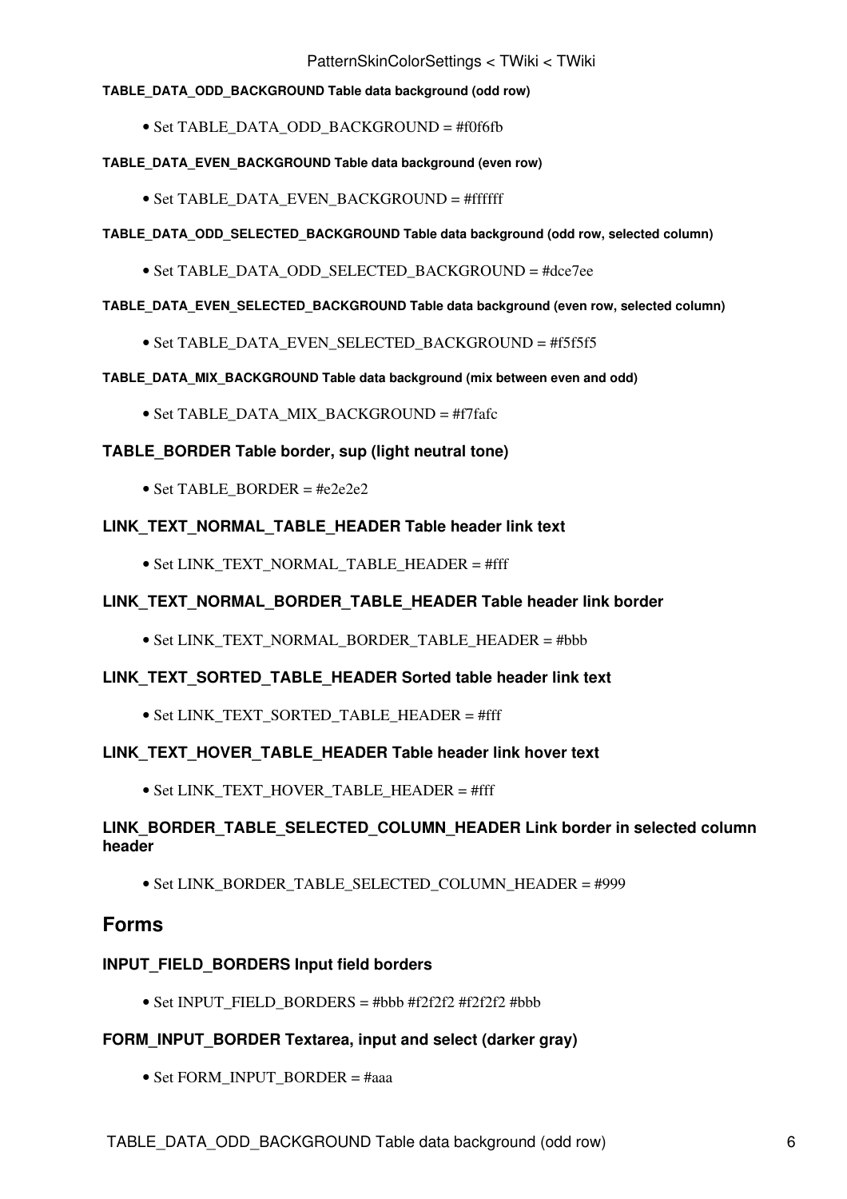#### TABLE_DATA_ODD_BACKGROUND Table data background (odd row)

- Set TABLE_DATA_ODD_BACKGROUND = #f0f6fb

#### TABLE_DATA_EVEN_BACKGROUND Table data background (even row)

- Set TABLE_DATA_EVEN_BACKGROUND = #ffffff

#### TABLE_DATA_ODD_SELECTED_BACKGROUND Table data background (odd row, selected column)

- Set TABLE_DATA_ODD_SELECTED_BACKGROUND = #dce7ee

#### TABLE_DATA_EVEN_SELECTED_BACKGROUND Table data background (even row, selected column)

- Set TABLE_DATA_EVEN_SELECTED_BACKGROUND = #f5f5f5

#### TABLE_DATA_MIX_BACKGROUND Table data background (mix between even and odd)

- Set TABLE_DATA_MIX_BACKGROUND = #f7fafc

### TABLE_BORDER Table border, sup (light neutral tone)

- Set TABLE_BORDER = #e2e2e2

### LINK_TEXT_NORMAL_TABLE_HEADER Table header link text

- Set LINK_TEXT_NORMAL_TABLE_HEADER = #fff

### LINK_TEXT_NORMAL_BORDER_TABLE_HEADER Table header link border

- Set LINK_TEXT_NORMAL_BORDER_TABLE_HEADER = #bbb

### LINK_TEXT_SORTED_TABLE_HEADER Sorted table header link text

- Set LINK_TEXT_SORTED_TABLE_HEADER = #fff

### LINK_TEXT_HOVER_TABLE_HEADER Table header link hover text

- Set LINK_TEXT_HOVER_TABLE_HEADER = #fff

### LINK_BORDER_TABLE_SELECTED_COLUMN_HEADER Link border in selected column header

- Set LINK_BORDER_TABLE_SELECTED_COLUMN_HEADER = #999

## Forms

### INPUT_FIELD_BORDERS Input field borders

- Set INPUT_FIELD_BORDERS = #bbb #f2f2f2 #f2f2f2 #bbb

### FORM_INPUT_BORDER Textarea, input and select (darker gray)

- Set FORM_INPUT_BORDER = #aaa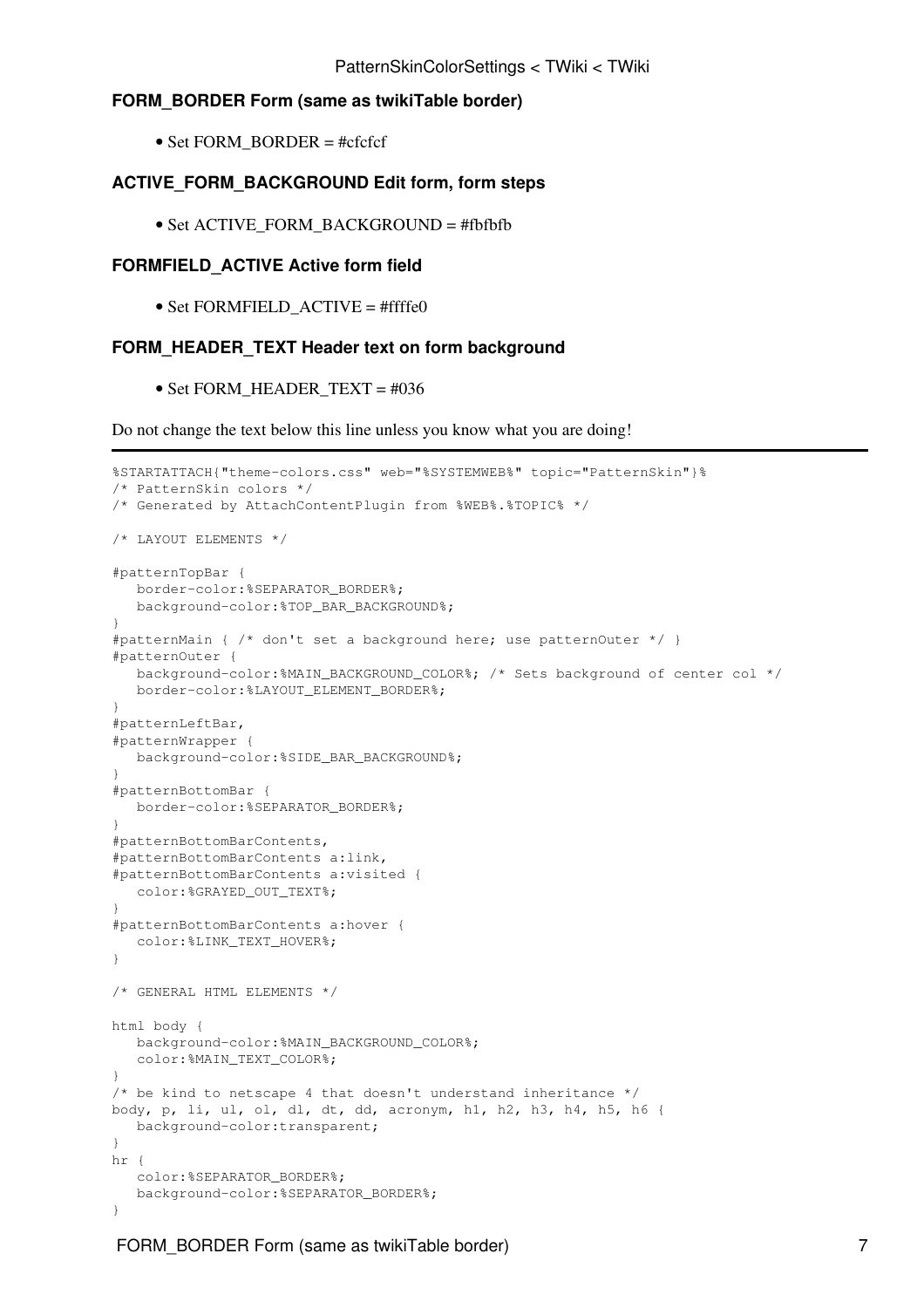### FORM_BORDER Form (same as twikiTable border)

- Set FORM_BORDER = #cfcfcf

### ACTIVE_FORM_BACKGROUND Edit form, form steps

- Set ACTIVE_FORM_BACKGROUND = #fbfbfb

### FORMFIELD_ACTIVE Active form field

- Set FORMFIELD_ACTIVE = #ffffe0

### FORM_HEADER_TEXT Header text on form background

- Set FORM_HEADER_TEXT = #036

Do not change the text below this line unless you know what you are doing!

---

```
%STARTATTACH{"theme-colors.css" web="%SYSTEMWEB%" topic="PatternSkin"}%
/* PatternSkin colors */
/* Generated by AttachContentPlugin from %WEB%.%TOPIC% */

/* LAYOUT ELEMENTS */

#patternTopBar {
   border-color:%SEPARATOR_BORDER%;
   background-color:%TOP_BAR_BACKGROUND%;
}
#patternMain { /* don't set a background here; use patternOuter */ }
#patternOuter {
   background-color:%MAIN_BACKGROUND_COLOR%; /* Sets background of center col */
   border-color:%LAYOUT_ELEMENT_BORDER%;
}
#patternLeftBar,
#patternWrapper {
   background-color:%SIDE_BAR_BACKGROUND%;
}
#patternBottomBar {
   border-color:%SEPARATOR_BORDER%;
}
#patternBottomBarContents,
#patternBottomBarContents a:link,
#patternBottomBarContents a:visited {
   color:%GRAYED_OUT_TEXT%;
}
#patternBottomBarContents a:hover {
   color:%LINK_TEXT_HOVER%;
}

/* GENERAL HTML ELEMENTS */

html body {
   background-color:%MAIN_BACKGROUND_COLOR%;
   color:%MAIN_TEXT_COLOR%;
}
/* be kind to netscape 4 that doesn't understand inheritance */
body, p, li, ul, ol, dl, dt, dd, acronym, h1, h2, h3, h4, h5, h6 {
   background-color:transparent;
}
hr {
   color:%SEPARATOR_BORDER%;
   background-color:%SEPARATOR_BORDER%;
}
```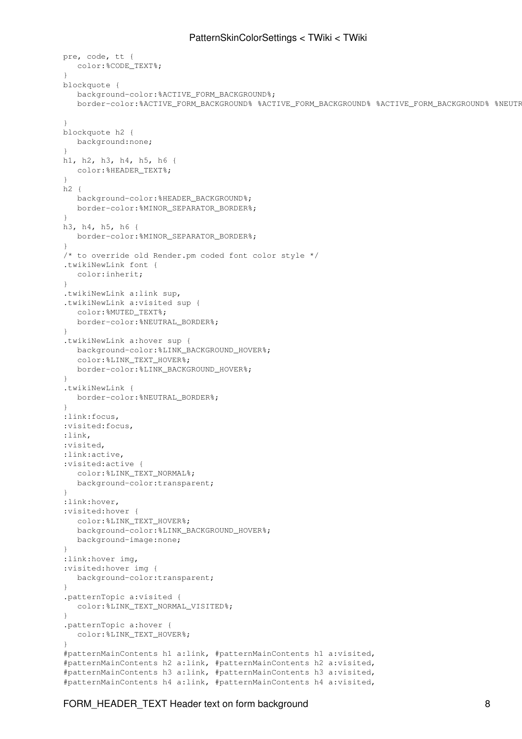```
pre, code, tt {
   color:%CODE_TEXT%;
}
blockquote {
   background-color:%ACTIVE_FORM_BACKGROUND%;
   border-color:%ACTIVE_FORM_BACKGROUND% %ACTIVE_FORM_BACKGROUND% %ACTIVE_FORM_BACKGROUND% %NEUTR

}
blockquote h2 {
   background:none;
}
h1, h2, h3, h4, h5, h6 {
   color:%HEADER_TEXT%;
}
h2 {
   background-color:%HEADER_BACKGROUND%;
   border-color:%MINOR_SEPARATOR_BORDER%;
}
h3, h4, h5, h6 {
   border-color:%MINOR_SEPARATOR_BORDER%;
}
/* to override old Render.pm coded font color style */
.twikiNewLink font {
   color:inherit;
}
.twikiNewLink a:link sup,
.twikiNewLink a:visited sup {
   color:%MUTED_TEXT%;
   border-color:%NEUTRAL_BORDER%;
}
.twikiNewLink a:hover sup {
   background-color:%LINK_BACKGROUND_HOVER%;
   color:%LINK_TEXT_HOVER%;
   border-color:%LINK_BACKGROUND_HOVER%;
}
.twikiNewLink {
   border-color:%NEUTRAL_BORDER%;
}
:link:focus,
:visited:focus,
:link,
:visited,
:link:active,
:visited:active {
   color:%LINK_TEXT_NORMAL%;
   background-color:transparent;
}
:link:hover,
:visited:hover {
   color:%LINK_TEXT_HOVER%;
   background-color:%LINK_BACKGROUND_HOVER%;
   background-image:none;
}
:link:hover img,
:visited:hover img {
   background-color:transparent;
}
.patternTopic a:visited {
   color:%LINK_TEXT_NORMAL_VISITED%;
}
.patternTopic a:hover {
   color:%LINK_TEXT_HOVER%;
}
#patternMainContents h1 a:link, #patternMainContents h1 a:visited,
#patternMainContents h2 a:link, #patternMainContents h2 a:visited,
#patternMainContents h3 a:link, #patternMainContents h3 a:visited,
#patternMainContents h4 a:link, #patternMainContents h4 a:visited,
```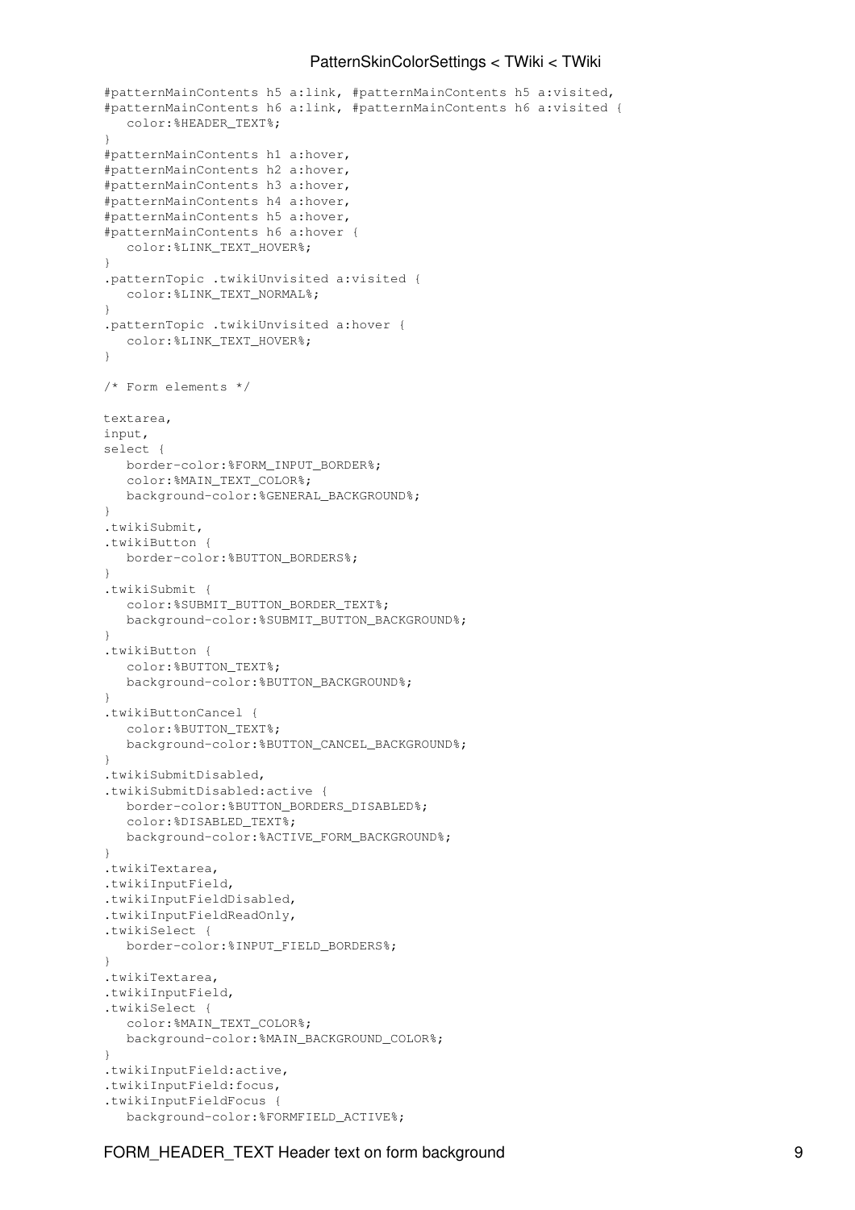```
#patternMainContents h5 a:link, #patternMainContents h5 a:visited,
#patternMainContents h6 a:link, #patternMainContents h6 a:visited {
   color:%HEADER_TEXT%;
}
#patternMainContents h1 a:hover,
#patternMainContents h2 a:hover,
#patternMainContents h3 a:hover,
#patternMainContents h4 a:hover,
#patternMainContents h5 a:hover,
#patternMainContents h6 a:hover {
   color:%LINK_TEXT_HOVER%;
}
.patternTopic .twikiUnvisited a:visited {
   color:%LINK_TEXT_NORMAL%;
}
.patternTopic .twikiUnvisited a:hover {
   color:%LINK_TEXT_HOVER%;
}

/* Form elements */

textarea,
input,
select {
   border-color:%FORM_INPUT_BORDER%;
   color:%MAIN_TEXT_COLOR%;
   background-color:%GENERAL_BACKGROUND%;
}
.twikiSubmit,
.twikiButton {
   border-color:%BUTTON_BORDERS%;
}
.twikiSubmit {
   color:%SUBMIT_BUTTON_BORDER_TEXT%;
   background-color:%SUBMIT_BUTTON_BACKGROUND%;
}
.twikiButton {
   color:%BUTTON_TEXT%;
   background-color:%BUTTON_BACKGROUND%;
}
.twikiButtonCancel {
   color:%BUTTON_TEXT%;
   background-color:%BUTTON_CANCEL_BACKGROUND%;
}
.twikiSubmitDisabled,
.twikiSubmitDisabled:active {
   border-color:%BUTTON_BORDERS_DISABLED%;
   color:%DISABLED_TEXT%;
   background-color:%ACTIVE_FORM_BACKGROUND%;
}
.twikiTextarea,
.twikiInputField,
.twikiInputFieldDisabled,
.twikiInputFieldReadOnly,
.twikiSelect {
   border-color:%INPUT_FIELD_BORDERS%;
}
.twikiTextarea,
.twikiInputField,
.twikiSelect {
   color:%MAIN_TEXT_COLOR%;
   background-color:%MAIN_BACKGROUND_COLOR%;
}
.twikiInputField:active,
.twikiInputField:focus,
.twikiInputFieldFocus {
   background-color:%FORMFIELD_ACTIVE%;
```

FORM_HEADER_TEXT Header text on form background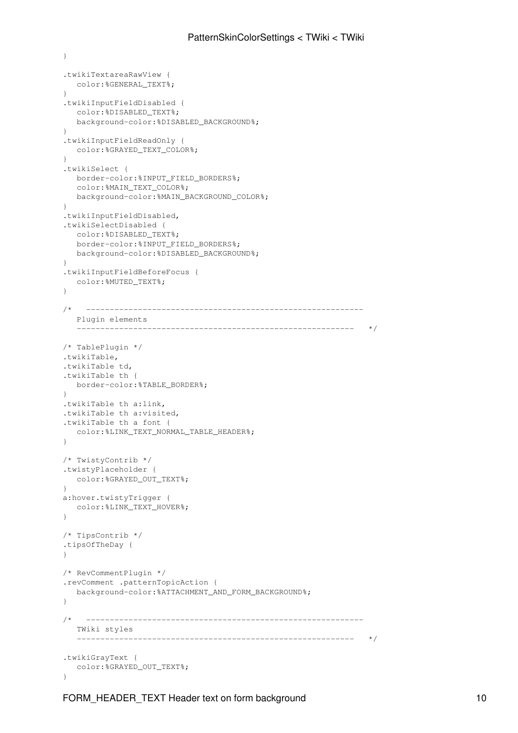```
}

.twikiTextareaRawView {
   color:%GENERAL_TEXT%;
}
.twikiInputFieldDisabled {
   color:%DISABLED_TEXT%;
   background-color:%DISABLED_BACKGROUND%;
}
.twikiInputFieldReadOnly {
   color:%GRAYED_TEXT_COLOR%;
}
.twikiSelect {
   border-color:%INPUT_FIELD_BORDERS%;
   color:%MAIN_TEXT_COLOR%;
   background-color:%MAIN_BACKGROUND_COLOR%;
}
.twikiInputFieldDisabled,
.twikiSelectDisabled {
   color:%DISABLED_TEXT%;
   border-color:%INPUT_FIELD_BORDERS%;
   background-color:%DISABLED_BACKGROUND%;
}
.twikiInputFieldBeforeFocus {
   color:%MUTED_TEXT%;
}

/*   ---------------------------------------------------------
   Plugin elements
   ---------------------------------------------------------   */

/* TablePlugin */
.twikiTable,
.twikiTable td,
.twikiTable th {
   border-color:%TABLE_BORDER%;
}
.twikiTable th a:link,
.twikiTable th a:visited,
.twikiTable th a font {
   color:%LINK_TEXT_NORMAL_TABLE_HEADER%;
}

/* TwistyContrib */
.twistyPlaceholder {
   color:%GRAYED_OUT_TEXT%;
}
a:hover.twistyTrigger {
   color:%LINK_TEXT_HOVER%;
}

/* TipsContrib */
.tipsOfTheDay {
}

/* RevCommentPlugin */
.revComment .patternTopicAction {
   background-color:%ATTACHMENT_AND_FORM_BACKGROUND%;
}

/*   ---------------------------------------------------------
   TWiki styles
   ---------------------------------------------------------   */

.twikiGrayText {
   color:%GRAYED_OUT_TEXT%;
}
```

FORM_HEADER_TEXT Header text on form background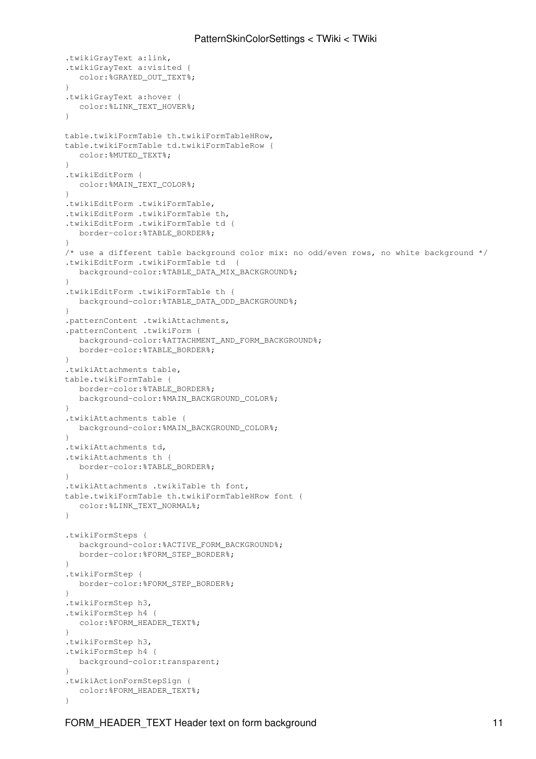```
.twikiGrayText a:link,
.twikiGrayText a:visited {
   color:%GRAYED_OUT_TEXT%;
}
.twikiGrayText a:hover {
   color:%LINK_TEXT_HOVER%;
}

table.twikiFormTable th.twikiFormTableHRow,
table.twikiFormTable td.twikiFormTableRow {
   color:%MUTED_TEXT%;
}
.twikiEditForm {
   color:%MAIN_TEXT_COLOR%;
}
.twikiEditForm .twikiFormTable,
.twikiEditForm .twikiFormTable th,
.twikiEditForm .twikiFormTable td {
   border-color:%TABLE_BORDER%;
}
/* use a different table background color mix: no odd/even rows, no white background */
.twikiEditForm .twikiFormTable td  {
   background-color:%TABLE_DATA_MIX_BACKGROUND%;
}
.twikiEditForm .twikiFormTable th {
   background-color:%TABLE_DATA_ODD_BACKGROUND%;
}
.patternContent .twikiAttachments,
.patternContent .twikiForm {
   background-color:%ATTACHMENT_AND_FORM_BACKGROUND%;
   border-color:%TABLE_BORDER%;
}
.twikiAttachments table,
table.twikiFormTable {
   border-color:%TABLE_BORDER%;
   background-color:%MAIN_BACKGROUND_COLOR%;
}
.twikiAttachments table {
   background-color:%MAIN_BACKGROUND_COLOR%;
}
.twikiAttachments td,
.twikiAttachments th {
   border-color:%TABLE_BORDER%;
}
.twikiAttachments .twikiTable th font,
table.twikiFormTable th.twikiFormTableHRow font {
   color:%LINK_TEXT_NORMAL%;
}

.twikiFormSteps {
   background-color:%ACTIVE_FORM_BACKGROUND%;
   border-color:%FORM_STEP_BORDER%;
}
.twikiFormStep {
   border-color:%FORM_STEP_BORDER%;
}
.twikiFormStep h3,
.twikiFormStep h4 {
   color:%FORM_HEADER_TEXT%;
}
.twikiFormStep h3,
.twikiFormStep h4 {
   background-color:transparent;
}
.twikiActionFormStepSign {
   color:%FORM_HEADER_TEXT%;
}
```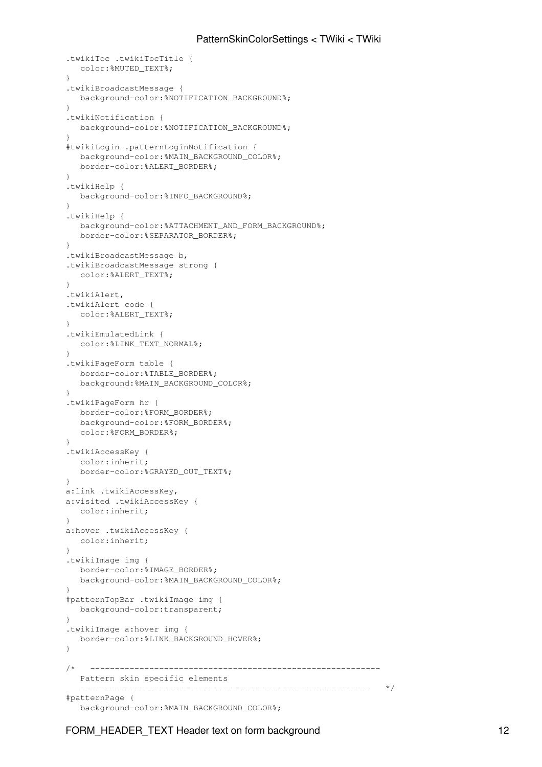```
.twikiToc .twikiTocTitle {
   color:%MUTED_TEXT%;
}
.twikiBroadcastMessage {
   background-color:%NOTIFICATION_BACKGROUND%;
}
.twikiNotification {
   background-color:%NOTIFICATION_BACKGROUND%;
}
#twikiLogin .patternLoginNotification {
   background-color:%MAIN_BACKGROUND_COLOR%;
   border-color:%ALERT_BORDER%;
}
.twikiHelp {
   background-color:%INFO_BACKGROUND%;
}
.twikiHelp {
   background-color:%ATTACHMENT_AND_FORM_BACKGROUND%;
   border-color:%SEPARATOR_BORDER%;
}
.twikiBroadcastMessage b,
.twikiBroadcastMessage strong {
   color:%ALERT_TEXT%;
}
.twikiAlert,
.twikiAlert code {
   color:%ALERT_TEXT%;
}
.twikiEmulatedLink {
   color:%LINK_TEXT_NORMAL%;
}
.twikiPageForm table {
   border-color:%TABLE_BORDER%;
   background:%MAIN_BACKGROUND_COLOR%;
}
.twikiPageForm hr {
   border-color:%FORM_BORDER%;
   background-color:%FORM_BORDER%;
   color:%FORM_BORDER%;
}
.twikiAccessKey {
   color:inherit;
   border-color:%GRAYED_OUT_TEXT%;
}
a:link .twikiAccessKey,
a:visited .twikiAccessKey {
   color:inherit;
}
a:hover .twikiAccessKey {
   color:inherit;
}
.twikiImage img {
   border-color:%IMAGE_BORDER%;
   background-color:%MAIN_BACKGROUND_COLOR%;
}
#patternTopBar .twikiImage img {
   background-color:transparent;
}
.twikiImage a:hover img {
   border-color:%LINK_BACKGROUND_HOVER%;
}

/*   ---------------------------------------------------------
   Pattern skin specific elements
   ---------------------------------------------------------   */
#patternPage {
   background-color:%MAIN_BACKGROUND_COLOR%;
```

FORM_HEADER_TEXT Header text on form background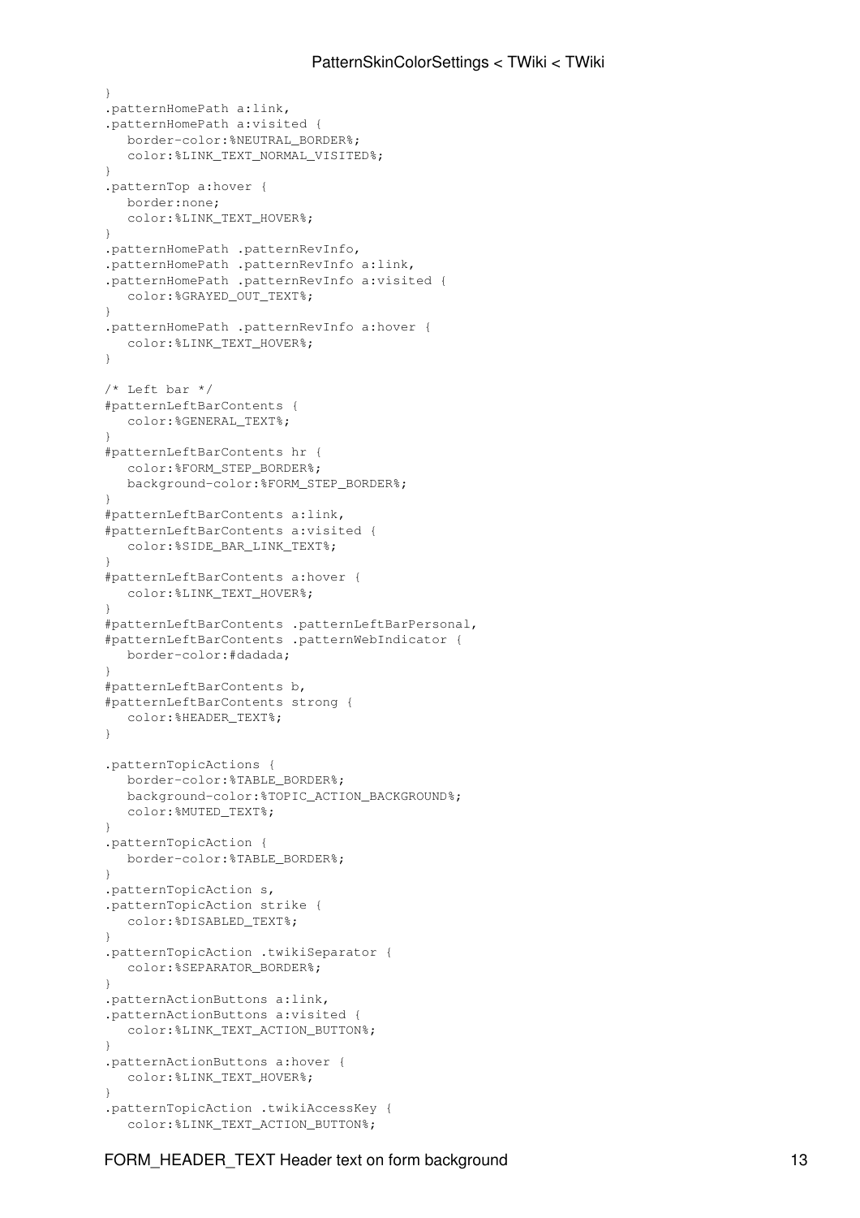```
}
.patternHomePath a:link,
.patternHomePath a:visited {
   border-color:%NEUTRAL_BORDER%;
   color:%LINK_TEXT_NORMAL_VISITED%;
}
.patternTop a:hover {
   border:none;
   color:%LINK_TEXT_HOVER%;
}
.patternHomePath .patternRevInfo,
.patternHomePath .patternRevInfo a:link,
.patternHomePath .patternRevInfo a:visited {
   color:%GRAYED_OUT_TEXT%;
}
.patternHomePath .patternRevInfo a:hover {
   color:%LINK_TEXT_HOVER%;
}

/* Left bar */
#patternLeftBarContents {
   color:%GENERAL_TEXT%;
}
#patternLeftBarContents hr {
   color:%FORM_STEP_BORDER%;
   background-color:%FORM_STEP_BORDER%;
}
#patternLeftBarContents a:link,
#patternLeftBarContents a:visited {
   color:%SIDE_BAR_LINK_TEXT%;
}
#patternLeftBarContents a:hover {
   color:%LINK_TEXT_HOVER%;
}
#patternLeftBarContents .patternLeftBarPersonal,
#patternLeftBarContents .patternWebIndicator {
   border-color:#dadada;
}
#patternLeftBarContents b,
#patternLeftBarContents strong {
   color:%HEADER_TEXT%;
}

.patternTopicActions {
   border-color:%TABLE_BORDER%;
   background-color:%TOPIC_ACTION_BACKGROUND%;
   color:%MUTED_TEXT%;
}
.patternTopicAction {
   border-color:%TABLE_BORDER%;
}
.patternTopicAction s,
.patternTopicAction strike {
   color:%DISABLED_TEXT%;
}
.patternTopicAction .twikiSeparator {
   color:%SEPARATOR_BORDER%;
}
.patternActionButtons a:link,
.patternActionButtons a:visited {
   color:%LINK_TEXT_ACTION_BUTTON%;
}
.patternActionButtons a:hover {
   color:%LINK_TEXT_HOVER%;
}
.patternTopicAction .twikiAccessKey {
   color:%LINK_TEXT_ACTION_BUTTON%;
```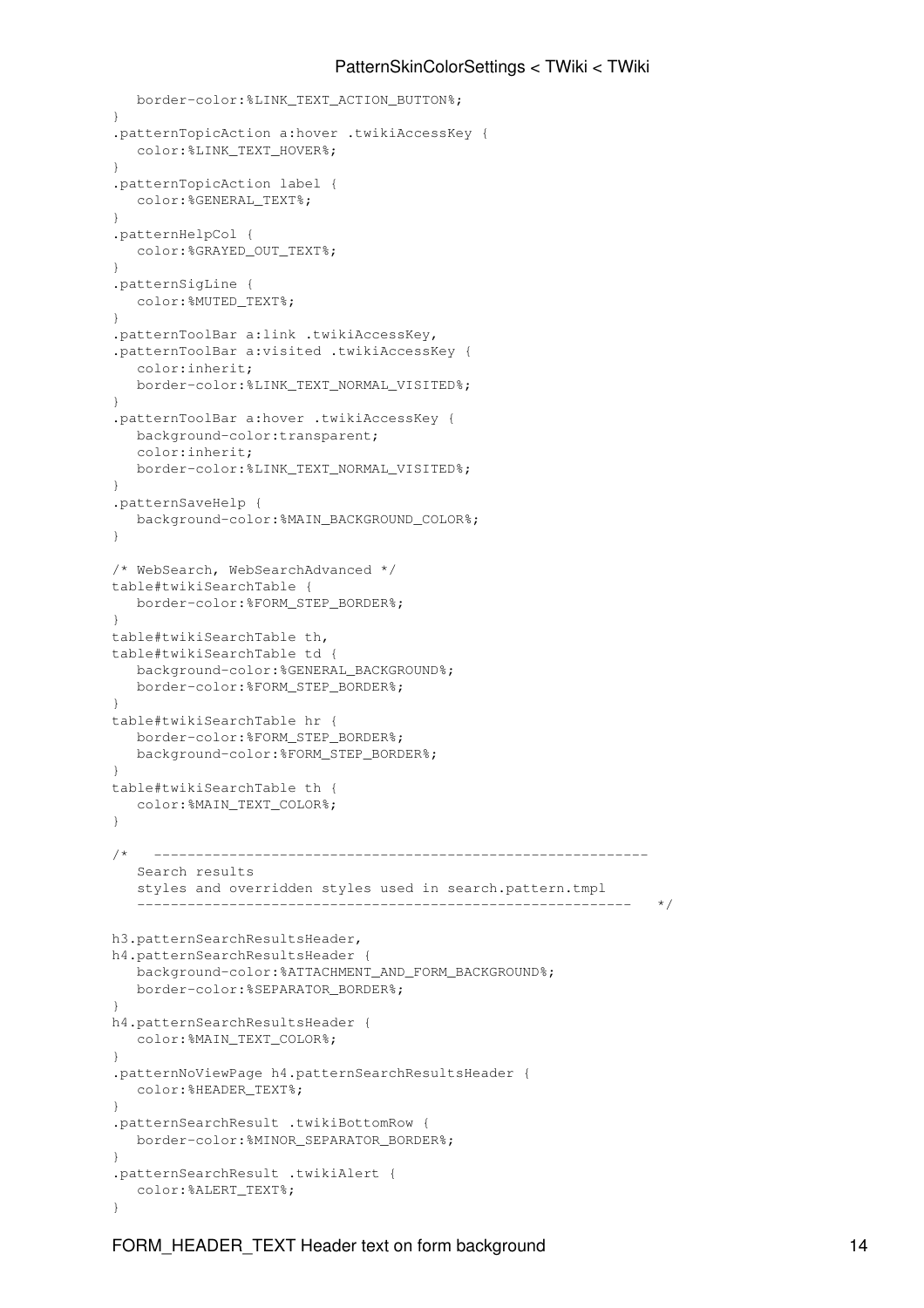```
   border-color:%LINK_TEXT_ACTION_BUTTON%;
}
.patternTopicAction a:hover .twikiAccessKey {
   color:%LINK_TEXT_HOVER%;
}
.patternTopicAction label {
   color:%GENERAL_TEXT%;
}
.patternHelpCol {
   color:%GRAYED_OUT_TEXT%;
}
.patternSigLine {
   color:%MUTED_TEXT%;
}
.patternToolBar a:link .twikiAccessKey,
.patternToolBar a:visited .twikiAccessKey {
   color:inherit;
   border-color:%LINK_TEXT_NORMAL_VISITED%;
}
.patternToolBar a:hover .twikiAccessKey {
   background-color:transparent;
   color:inherit;
   border-color:%LINK_TEXT_NORMAL_VISITED%;
}
.patternSaveHelp {
   background-color:%MAIN_BACKGROUND_COLOR%;
}

/* WebSearch, WebSearchAdvanced */
table#twikiSearchTable {
   border-color:%FORM_STEP_BORDER%;
}
table#twikiSearchTable th,
table#twikiSearchTable td {
   background-color:%GENERAL_BACKGROUND%;
   border-color:%FORM_STEP_BORDER%;
}
table#twikiSearchTable hr {
   border-color:%FORM_STEP_BORDER%;
   background-color:%FORM_STEP_BORDER%;
}
table#twikiSearchTable th {
   color:%MAIN_TEXT_COLOR%;
}

/*   ---------------------------------------------------------
   Search results
   styles and overridden styles used in search.pattern.tmpl
   ---------------------------------------------------------   */

h3.patternSearchResultsHeader,
h4.patternSearchResultsHeader {
   background-color:%ATTACHMENT_AND_FORM_BACKGROUND%;
   border-color:%SEPARATOR_BORDER%;
}
h4.patternSearchResultsHeader {
   color:%MAIN_TEXT_COLOR%;
}
.patternNoViewPage h4.patternSearchResultsHeader {
   color:%HEADER_TEXT%;
}
.patternSearchResult .twikiBottomRow {
   border-color:%MINOR_SEPARATOR_BORDER%;
}
.patternSearchResult .twikiAlert {
   color:%ALERT_TEXT%;
}
```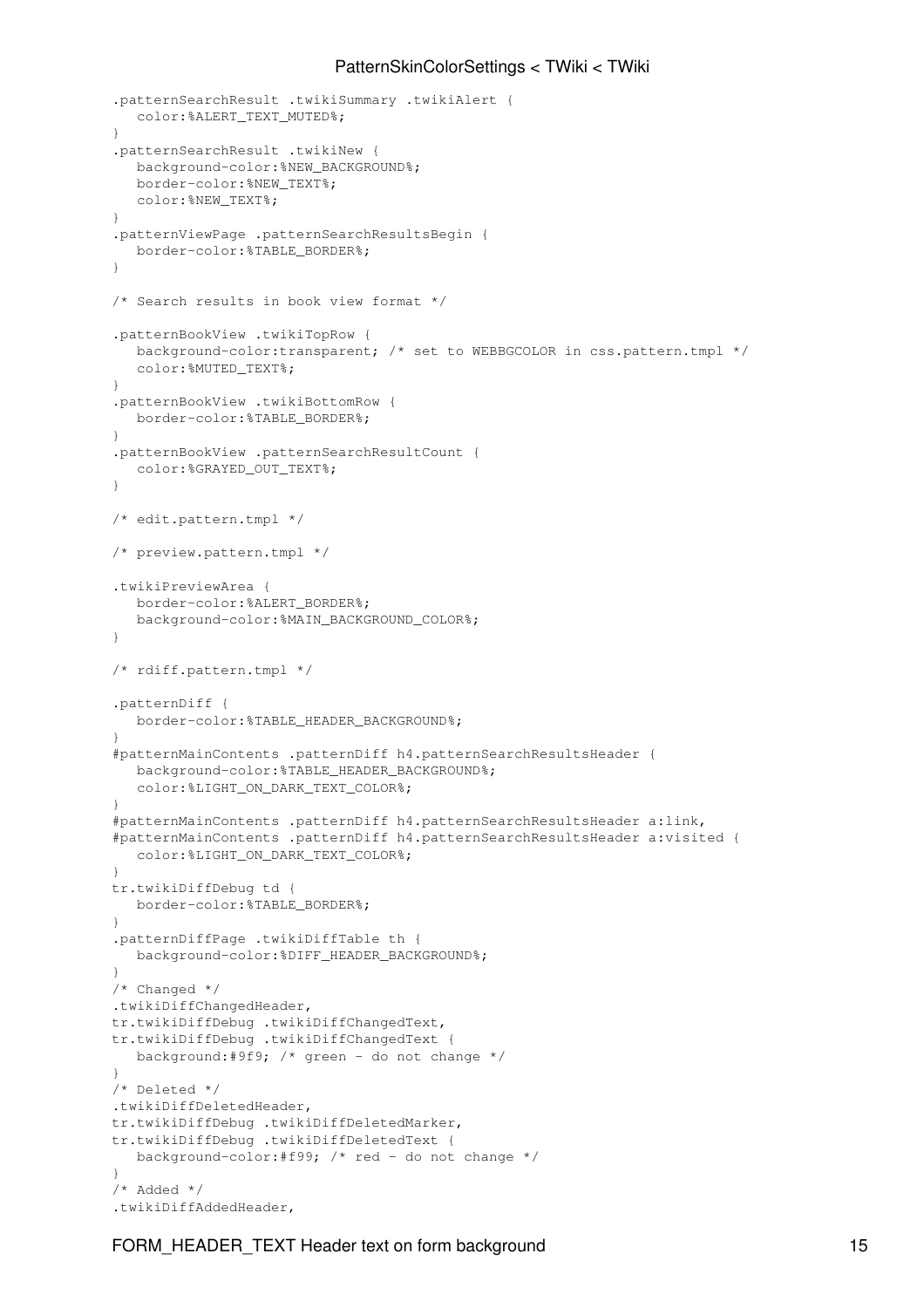```
.patternSearchResult .twikiSummary .twikiAlert {
   color:%ALERT_TEXT_MUTED%;
}
.patternSearchResult .twikiNew {
   background-color:%NEW_BACKGROUND%;
   border-color:%NEW_TEXT%;
   color:%NEW_TEXT%;
}
.patternViewPage .patternSearchResultsBegin {
   border-color:%TABLE_BORDER%;
}

/* Search results in book view format */

.patternBookView .twikiTopRow {
   background-color:transparent; /* set to WEBBGCOLOR in css.pattern.tmpl */
   color:%MUTED_TEXT%;
}
.patternBookView .twikiBottomRow {
   border-color:%TABLE_BORDER%;
}
.patternBookView .patternSearchResultCount {
   color:%GRAYED_OUT_TEXT%;
}

/* edit.pattern.tmpl */

/* preview.pattern.tmpl */

.twikiPreviewArea {
   border-color:%ALERT_BORDER%;
   background-color:%MAIN_BACKGROUND_COLOR%;
}

/* rdiff.pattern.tmpl */

.patternDiff {
   border-color:%TABLE_HEADER_BACKGROUND%;
}
#patternMainContents .patternDiff h4.patternSearchResultsHeader {
   background-color:%TABLE_HEADER_BACKGROUND%;
   color:%LIGHT_ON_DARK_TEXT_COLOR%;
}
#patternMainContents .patternDiff h4.patternSearchResultsHeader a:link,
#patternMainContents .patternDiff h4.patternSearchResultsHeader a:visited {
   color:%LIGHT_ON_DARK_TEXT_COLOR%;
}
tr.twikiDiffDebug td {
   border-color:%TABLE_BORDER%;
}
.patternDiffPage .twikiDiffTable th {
   background-color:%DIFF_HEADER_BACKGROUND%;
}
/* Changed */
.twikiDiffChangedHeader,
tr.twikiDiffDebug .twikiDiffChangedText,
tr.twikiDiffDebug .twikiDiffChangedText {
   background:#9f9; /* green - do not change */
}
/* Deleted */
.twikiDiffDeletedHeader,
tr.twikiDiffDebug .twikiDiffDeletedMarker,
tr.twikiDiffDebug .twikiDiffDeletedText {
   background-color:#f99; /* red - do not change */
}
/* Added */
.twikiDiffAddedHeader,
```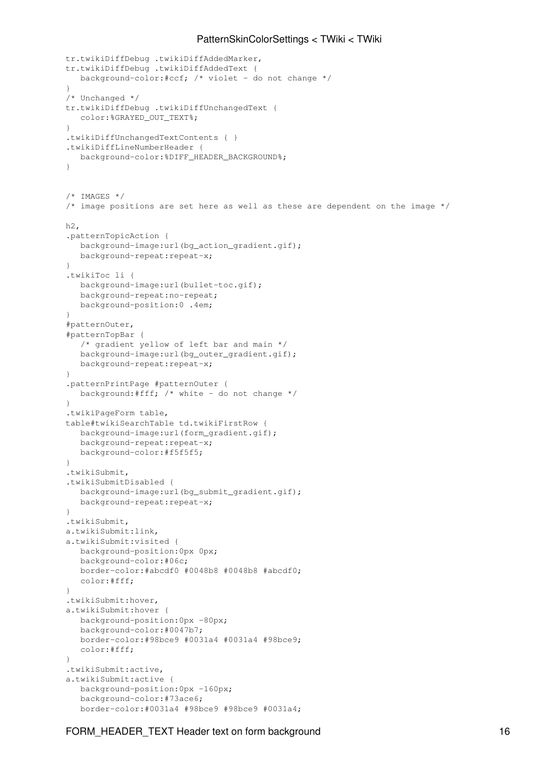```
tr.twikiDiffDebug .twikiDiffAddedMarker,
tr.twikiDiffDebug .twikiDiffAddedText {
   background-color:#ccf; /* violet - do not change */
}
/* Unchanged */
tr.twikiDiffDebug .twikiDiffUnchangedText {
   color:%GRAYED_OUT_TEXT%;
}
.twikiDiffUnchangedTextContents { }
.twikiDiffLineNumberHeader {
   background-color:%DIFF_HEADER_BACKGROUND%;
}


/* IMAGES */
/* image positions are set here as well as these are dependent on the image */

h2,
.patternTopicAction {
   background-image:url(bg_action_gradient.gif);
   background-repeat:repeat-x;
}
.twikiToc li {
   background-image:url(bullet-toc.gif);
   background-repeat:no-repeat;
   background-position:0 .4em;
}
#patternOuter,
#patternTopBar {
   /* gradient yellow of left bar and main */
   background-image:url(bg_outer_gradient.gif);
   background-repeat:repeat-x;
}
.patternPrintPage #patternOuter {
   background:#fff; /* white - do not change */
}
.twikiPageForm table,
table#twikiSearchTable td.twikiFirstRow {
   background-image:url(form_gradient.gif);
   background-repeat:repeat-x;
   background-color:#f5f5f5;
}
.twikiSubmit,
.twikiSubmitDisabled {
   background-image:url(bg_submit_gradient.gif);
   background-repeat:repeat-x;
}
.twikiSubmit,
a.twikiSubmit:link,
a.twikiSubmit:visited {
   background-position:0px 0px;
   background-color:#06c;
   border-color:#abcdf0 #0048b8 #0048b8 #abcdf0;
   color:#fff;
}
.twikiSubmit:hover,
a.twikiSubmit:hover {
   background-position:0px -80px;
   background-color:#0047b7;
   border-color:#98bce9 #0031a4 #0031a4 #98bce9;
   color:#fff;
}
.twikiSubmit:active,
a.twikiSubmit:active {
   background-position:0px -160px;
   background-color:#73ace6;
   border-color:#0031a4 #98bce9 #98bce9 #0031a4;
```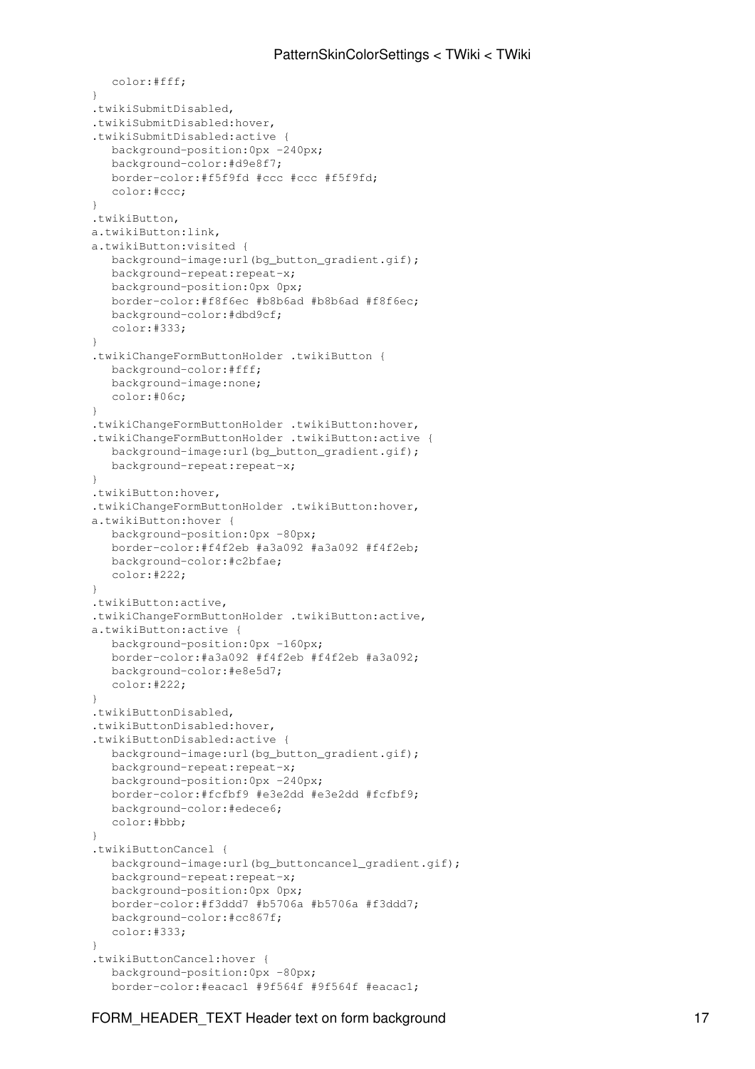```
   color:#fff;
}
.twikiSubmitDisabled,
.twikiSubmitDisabled:hover,
.twikiSubmitDisabled:active {
   background-position:0px -240px;
   background-color:#d9e8f7;
   border-color:#f5f9fd #ccc #ccc #f5f9fd;
   color:#ccc;
}
.twikiButton,
a.twikiButton:link,
a.twikiButton:visited {
   background-image:url(bg_button_gradient.gif);
   background-repeat:repeat-x;
   background-position:0px 0px;
   border-color:#f8f6ec #b8b6ad #b8b6ad #f8f6ec;
   background-color:#dbd9cf;
   color:#333;
}
.twikiChangeFormButtonHolder .twikiButton {
   background-color:#fff;
   background-image:none;
   color:#06c;
}
.twikiChangeFormButtonHolder .twikiButton:hover,
.twikiChangeFormButtonHolder .twikiButton:active {
   background-image:url(bg_button_gradient.gif);
   background-repeat:repeat-x;
}
.twikiButton:hover,
.twikiChangeFormButtonHolder .twikiButton:hover,
a.twikiButton:hover {
   background-position:0px -80px;
   border-color:#f4f2eb #a3a092 #a3a092 #f4f2eb;
   background-color:#c2bfae;
   color:#222;
}
.twikiButton:active,
.twikiChangeFormButtonHolder .twikiButton:active,
a.twikiButton:active {
   background-position:0px -160px;
   border-color:#a3a092 #f4f2eb #f4f2eb #a3a092;
   background-color:#e8e5d7;
   color:#222;
}
.twikiButtonDisabled,
.twikiButtonDisabled:hover,
.twikiButtonDisabled:active {
   background-image:url(bg_button_gradient.gif);
   background-repeat:repeat-x;
   background-position:0px -240px;
   border-color:#fcfbf9 #e3e2dd #e3e2dd #fcfbf9;
   background-color:#edece6;
   color:#bbb;
}
.twikiButtonCancel {
   background-image:url(bg_buttoncancel_gradient.gif);
   background-repeat:repeat-x;
   background-position:0px 0px;
   border-color:#f3ddd7 #b5706a #b5706a #f3ddd7;
   background-color:#cc867f;
   color:#333;
}
.twikiButtonCancel:hover {
   background-position:0px -80px;
   border-color:#eacac1 #9f564f #9f564f #eacac1;
```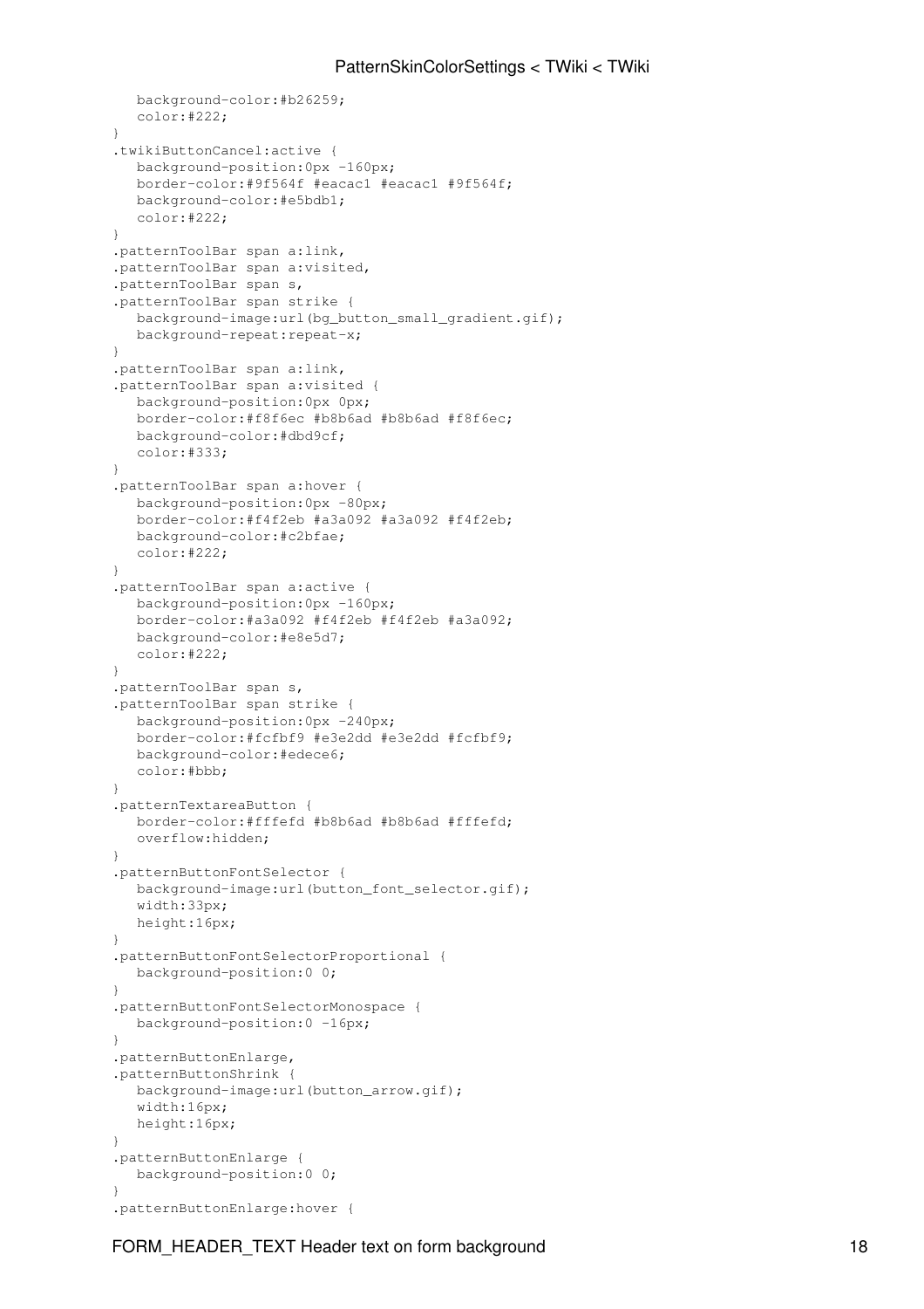```
   background-color:#b26259;
   color:#222;
}
.twikiButtonCancel:active {
   background-position:0px -160px;
   border-color:#9f564f #eacac1 #eacac1 #9f564f;
   background-color:#e5bdb1;
   color:#222;
}
.patternToolBar span a:link,
.patternToolBar span a:visited,
.patternToolBar span s,
.patternToolBar span strike {
   background-image:url(bg_button_small_gradient.gif);
   background-repeat:repeat-x;
}
.patternToolBar span a:link,
.patternToolBar span a:visited {
   background-position:0px 0px;
   border-color:#f8f6ec #b8b6ad #b8b6ad #f8f6ec;
   background-color:#dbd9cf;
   color:#333;
}
.patternToolBar span a:hover {
   background-position:0px -80px;
   border-color:#f4f2eb #a3a092 #a3a092 #f4f2eb;
   background-color:#c2bfae;
   color:#222;
}
.patternToolBar span a:active {
   background-position:0px -160px;
   border-color:#a3a092 #f4f2eb #f4f2eb #a3a092;
   background-color:#e8e5d7;
   color:#222;
}
.patternToolBar span s,
.patternToolBar span strike {
   background-position:0px -240px;
   border-color:#fcfbf9 #e3e2dd #e3e2dd #fcfbf9;
   background-color:#edece6;
   color:#bbb;
}
.patternTextareaButton {
   border-color:#fffefd #b8b6ad #b8b6ad #fffefd;
   overflow:hidden;
}
.patternButtonFontSelector {
   background-image:url(button_font_selector.gif);
   width:33px;
   height:16px;
}
.patternButtonFontSelectorProportional {
   background-position:0 0;
}
.patternButtonFontSelectorMonospace {
   background-position:0 -16px;
}
.patternButtonEnlarge,
.patternButtonShrink {
   background-image:url(button_arrow.gif);
   width:16px;
   height:16px;
}
.patternButtonEnlarge {
   background-position:0 0;
}
.patternButtonEnlarge:hover {
```

FORM_HEADER_TEXT Header text on form background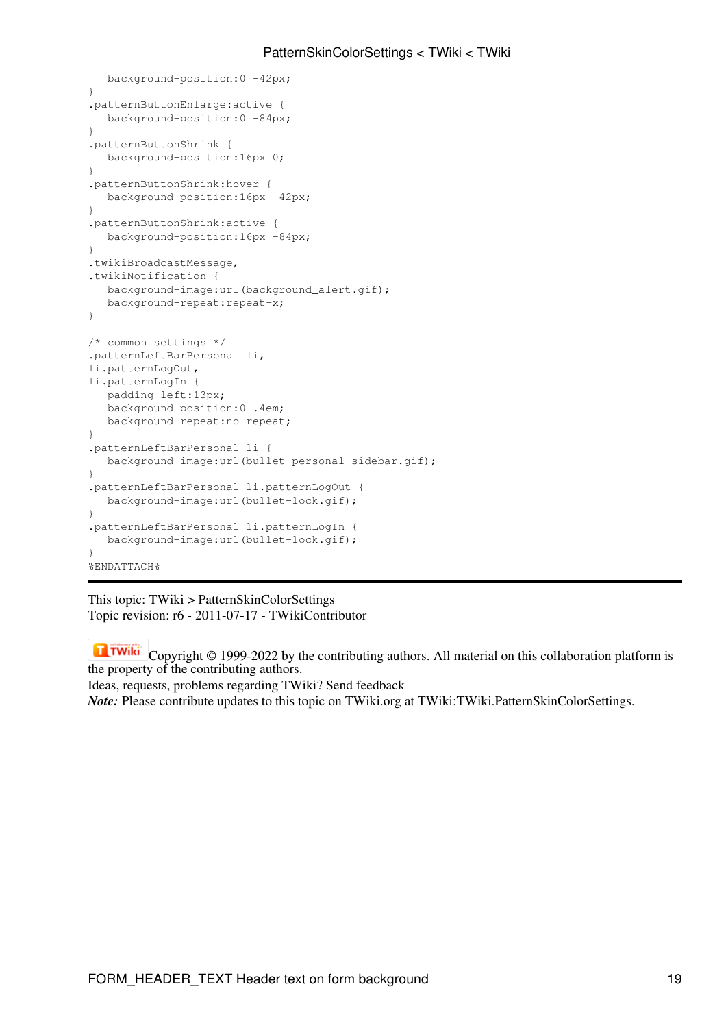```
   background-position:0 -42px;
}
.patternButtonEnlarge:active {
   background-position:0 -84px;
}
.patternButtonShrink {
   background-position:16px 0;
}
.patternButtonShrink:hover {
   background-position:16px -42px;
}
.patternButtonShrink:active {
   background-position:16px -84px;
}
.twikiBroadcastMessage,
.twikiNotification {
   background-image:url(background_alert.gif);
   background-repeat:repeat-x;
}

/* common settings */
.patternLeftBarPersonal li,
li.patternLogOut,
li.patternLogIn {
   padding-left:13px;
   background-position:0 .4em;
   background-repeat:no-repeat;
}
.patternLeftBarPersonal li {
   background-image:url(bullet-personal_sidebar.gif);
}
.patternLeftBarPersonal li.patternLogOut {
   background-image:url(bullet-lock.gif);
}
.patternLeftBarPersonal li.patternLogIn {
   background-image:url(bullet-lock.gif);
}
%ENDATTACH%
```

---

This topic: TWiki > PatternSkinColorSettings
Topic revision: r6 - 2011-07-17 - TWikiContributor

Copyright © 1999-2022 by the contributing authors. All material on this collaboration platform is the property of the contributing authors.
Ideas, requests, problems regarding TWiki? Send feedback
***Note:*** Please contribute updates to this topic on TWiki.org at TWiki:TWiki.PatternSkinColorSettings.

FORM_HEADER_TEXT Header text on form background